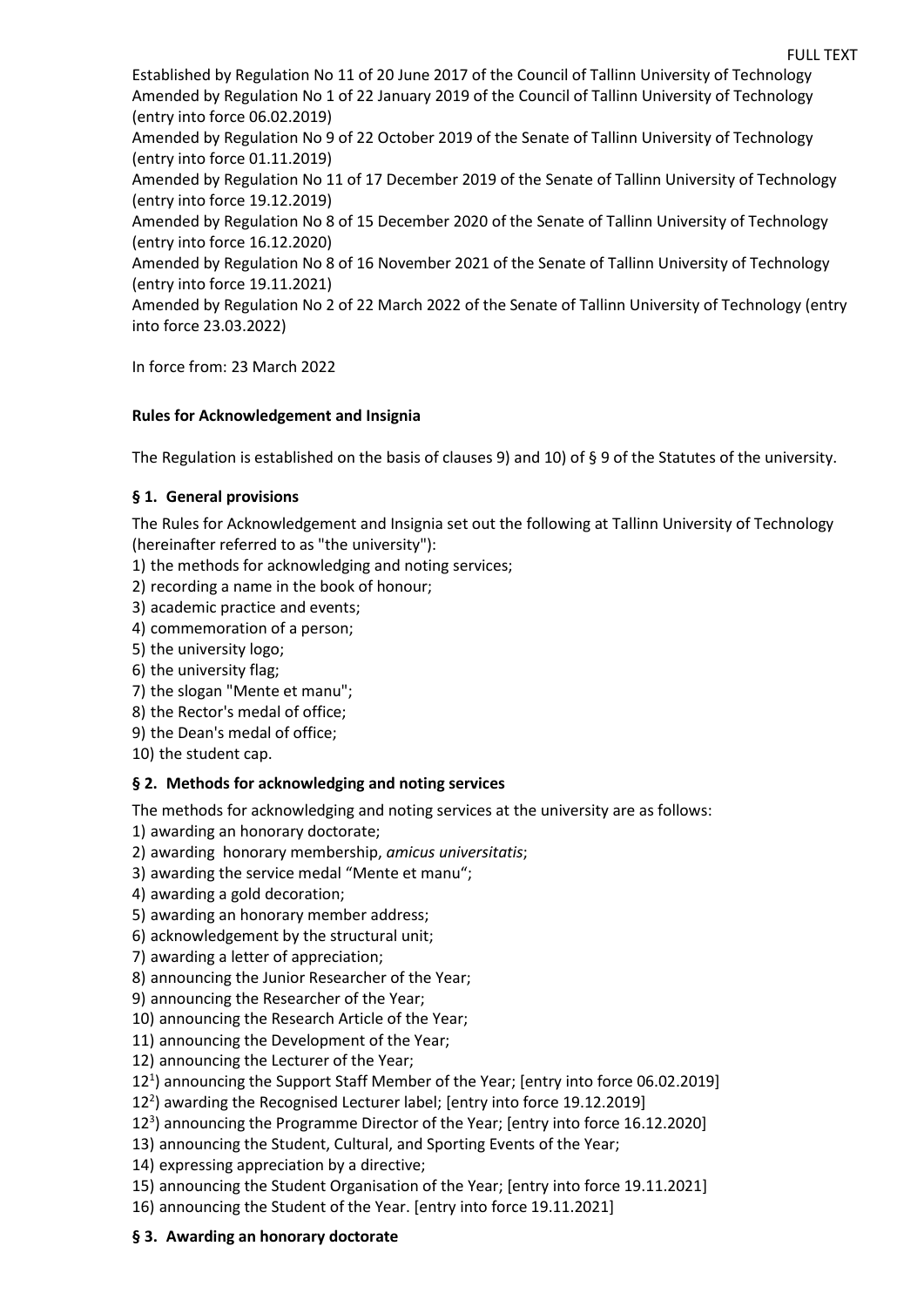FULL TEXT

Established by Regulation No 11 of 20 June 2017 of the Council of Tallinn University of Technology
Amended by Regulation No 1 of 22 January 2019 of the Council of Tallinn University of Technology (entry into force 06.02.2019)
Amended by Regulation No 9 of 22 October 2019 of the Senate of Tallinn University of Technology (entry into force 01.11.2019)
Amended by Regulation No 11 of 17 December 2019 of the Senate of Tallinn University of Technology (entry into force 19.12.2019)
Amended by Regulation No 8 of 15 December 2020 of the Senate of Tallinn University of Technology (entry into force 16.12.2020)
Amended by Regulation No 8 of 16 November 2021 of the Senate of Tallinn University of Technology (entry into force 19.11.2021)
Amended by Regulation No 2 of 22 March 2022 of the Senate of Tallinn University of Technology (entry into force 23.03.2022)

In force from: 23 March 2022

**Rules for Acknowledgement and Insignia**

The Regulation is established on the basis of clauses 9) and 10) of § 9 of the Statutes of the university.

### § 1. General provisions

The Rules for Acknowledgement and Insignia set out the following at Tallinn University of Technology (hereinafter referred to as "the university"):

1) the methods for acknowledging and noting services;
2) recording a name in the book of honour;
3) academic practice and events;
4) commemoration of a person;
5) the university logo;
6) the university flag;
7) the slogan "Mente et manu";
8) the Rector's medal of office;
9) the Dean's medal of office;
10) the student cap.

### § 2. Methods for acknowledging and noting services

The methods for acknowledging and noting services at the university are as follows:

1) awarding an honorary doctorate;
2) awarding honorary membership, *amicus universitatis*;
3) awarding the service medal "Mente et manu";
4) awarding a gold decoration;
5) awarding an honorary member address;
6) acknowledgement by the structural unit;
7) awarding a letter of appreciation;
8) announcing the Junior Researcher of the Year;
9) announcing the Researcher of the Year;
10) announcing the Research Article of the Year;
11) announcing the Development of the Year;
12) announcing the Lecturer of the Year;
$12^1$) announcing the Support Staff Member of the Year; [entry into force 06.02.2019]
$12^2$) awarding the Recognised Lecturer label; [entry into force 19.12.2019]
$12^3$) announcing the Programme Director of the Year; [entry into force 16.12.2020]
13) announcing the Student, Cultural, and Sporting Events of the Year;
14) expressing appreciation by a directive;
15) announcing the Student Organisation of the Year; [entry into force 19.11.2021]
16) announcing the Student of the Year. [entry into force 19.11.2021]

### § 3. Awarding an honorary doctorate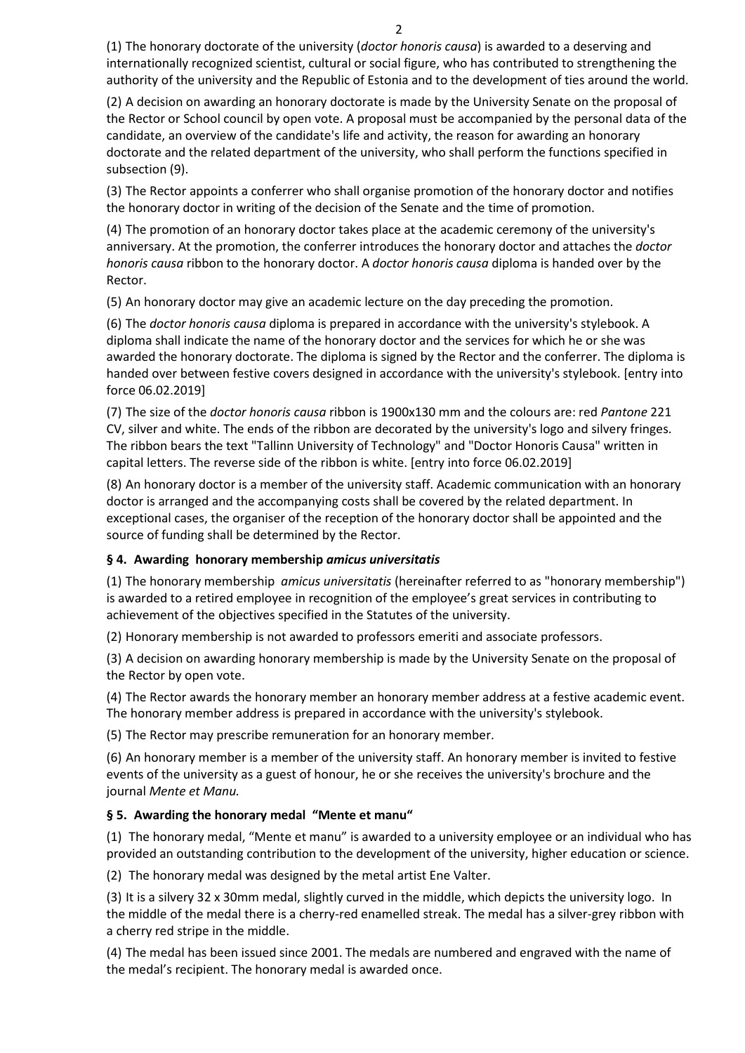(1) The honorary doctorate of the university (*doctor honoris causa*) is awarded to a deserving and internationally recognized scientist, cultural or social figure, who has contributed to strengthening the authority of the university and the Republic of Estonia and to the development of ties around the world.

(2) A decision on awarding an honorary doctorate is made by the University Senate on the proposal of the Rector or School council by open vote. A proposal must be accompanied by the personal data of the candidate, an overview of the candidate's life and activity, the reason for awarding an honorary doctorate and the related department of the university, who shall perform the functions specified in subsection (9).

(3) The Rector appoints a conferrer who shall organise promotion of the honorary doctor and notifies the honorary doctor in writing of the decision of the Senate and the time of promotion.

(4) The promotion of an honorary doctor takes place at the academic ceremony of the university's anniversary. At the promotion, the conferrer introduces the honorary doctor and attaches the *doctor honoris causa* ribbon to the honorary doctor. A *doctor honoris causa* diploma is handed over by the Rector.

(5) An honorary doctor may give an academic lecture on the day preceding the promotion.

(6) The *doctor honoris causa* diploma is prepared in accordance with the university's stylebook. A diploma shall indicate the name of the honorary doctor and the services for which he or she was awarded the honorary doctorate. The diploma is signed by the Rector and the conferrer. The diploma is handed over between festive covers designed in accordance with the university's stylebook. [entry into force 06.02.2019]

(7) The size of the *doctor honoris causa* ribbon is 1900x130 mm and the colours are: red *Pantone* 221 CV, silver and white. The ends of the ribbon are decorated by the university's logo and silvery fringes. The ribbon bears the text "Tallinn University of Technology" and "Doctor Honoris Causa" written in capital letters. The reverse side of the ribbon is white. [entry into force 06.02.2019]

(8) An honorary doctor is a member of the university staff. Academic communication with an honorary doctor is arranged and the accompanying costs shall be covered by the related department. In exceptional cases, the organiser of the reception of the honorary doctor shall be appointed and the source of funding shall be determined by the Rector.

### § 4. Awarding honorary membership *amicus universitatis*

(1) The honorary membership *amicus universitatis* (hereinafter referred to as "honorary membership") is awarded to a retired employee in recognition of the employee's great services in contributing to achievement of the objectives specified in the Statutes of the university.

(2) Honorary membership is not awarded to professors emeriti and associate professors.

(3) A decision on awarding honorary membership is made by the University Senate on the proposal of the Rector by open vote.

(4) The Rector awards the honorary member an honorary member address at a festive academic event. The honorary member address is prepared in accordance with the university's stylebook.

(5) The Rector may prescribe remuneration for an honorary member.

(6) An honorary member is a member of the university staff. An honorary member is invited to festive events of the university as a guest of honour, he or she receives the university's brochure and the journal *Mente et Manu.*

### § 5. Awarding the honorary medal "Mente et manu"

(1) The honorary medal, "Mente et manu" is awarded to a university employee or an individual who has provided an outstanding contribution to the development of the university, higher education or science.

(2) The honorary medal was designed by the metal artist Ene Valter.

(3) It is a silvery 32 x 30mm medal, slightly curved in the middle, which depicts the university logo. In the middle of the medal there is a cherry-red enamelled streak. The medal has a silver-grey ribbon with a cherry red stripe in the middle.

(4) The medal has been issued since 2001. The medals are numbered and engraved with the name of the medal's recipient. The honorary medal is awarded once.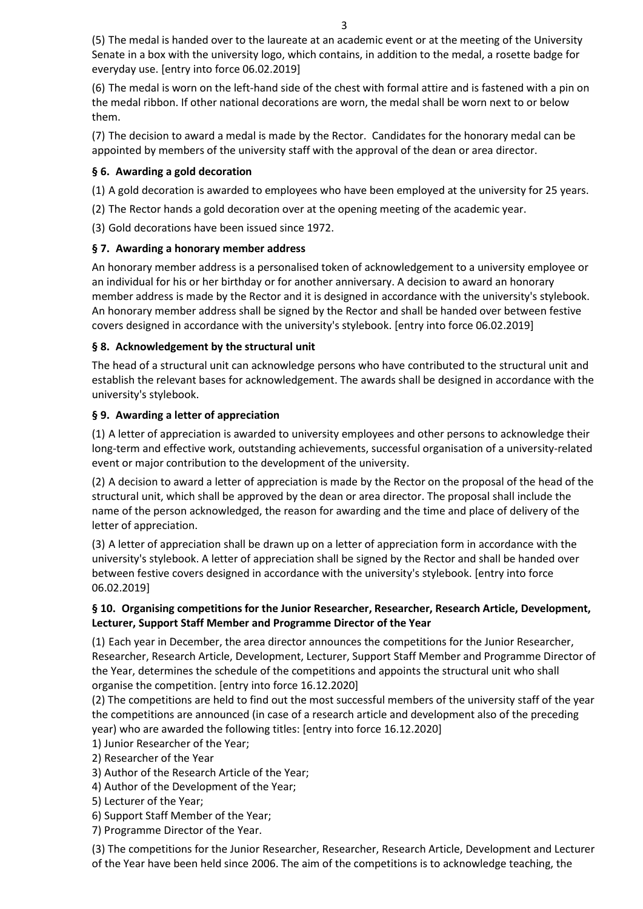(5) The medal is handed over to the laureate at an academic event or at the meeting of the University Senate in a box with the university logo, which contains, in addition to the medal, a rosette badge for everyday use. [entry into force 06.02.2019]

(6) The medal is worn on the left-hand side of the chest with formal attire and is fastened with a pin on the medal ribbon. If other national decorations are worn, the medal shall be worn next to or below them.

(7) The decision to award a medal is made by the Rector. Candidates for the honorary medal can be appointed by members of the university staff with the approval of the dean or area director.

### § 6. Awarding a gold decoration

(1) A gold decoration is awarded to employees who have been employed at the university for 25 years.

(2) The Rector hands a gold decoration over at the opening meeting of the academic year.

(3) Gold decorations have been issued since 1972.

### § 7. Awarding a honorary member address

An honorary member address is a personalised token of acknowledgement to a university employee or an individual for his or her birthday or for another anniversary. A decision to award an honorary member address is made by the Rector and it is designed in accordance with the university's stylebook. An honorary member address shall be signed by the Rector and shall be handed over between festive covers designed in accordance with the university's stylebook. [entry into force 06.02.2019]

### § 8. Acknowledgement by the structural unit

The head of a structural unit can acknowledge persons who have contributed to the structural unit and establish the relevant bases for acknowledgement. The awards shall be designed in accordance with the university's stylebook.

### § 9. Awarding a letter of appreciation

(1) A letter of appreciation is awarded to university employees and other persons to acknowledge their long-term and effective work, outstanding achievements, successful organisation of a university-related event or major contribution to the development of the university.

(2) A decision to award a letter of appreciation is made by the Rector on the proposal of the head of the structural unit, which shall be approved by the dean or area director. The proposal shall include the name of the person acknowledged, the reason for awarding and the time and place of delivery of the letter of appreciation.

(3) A letter of appreciation shall be drawn up on a letter of appreciation form in accordance with the university's stylebook. A letter of appreciation shall be signed by the Rector and shall be handed over between festive covers designed in accordance with the university's stylebook. [entry into force 06.02.2019]

### § 10. Organising competitions for the Junior Researcher, Researcher, Research Article, Development, Lecturer, Support Staff Member and Programme Director of the Year

(1) Each year in December, the area director announces the competitions for the Junior Researcher, Researcher, Research Article, Development, Lecturer, Support Staff Member and Programme Director of the Year, determines the schedule of the competitions and appoints the structural unit who shall organise the competition. [entry into force 16.12.2020]

(2) The competitions are held to find out the most successful members of the university staff of the year the competitions are announced (in case of a research article and development also of the preceding year) who are awarded the following titles: [entry into force 16.12.2020]

1) Junior Researcher of the Year;
2) Researcher of the Year
3) Author of the Research Article of the Year;
4) Author of the Development of the Year;
5) Lecturer of the Year;
6) Support Staff Member of the Year;
7) Programme Director of the Year.

(3) The competitions for the Junior Researcher, Researcher, Research Article, Development and Lecturer of the Year have been held since 2006. The aim of the competitions is to acknowledge teaching, the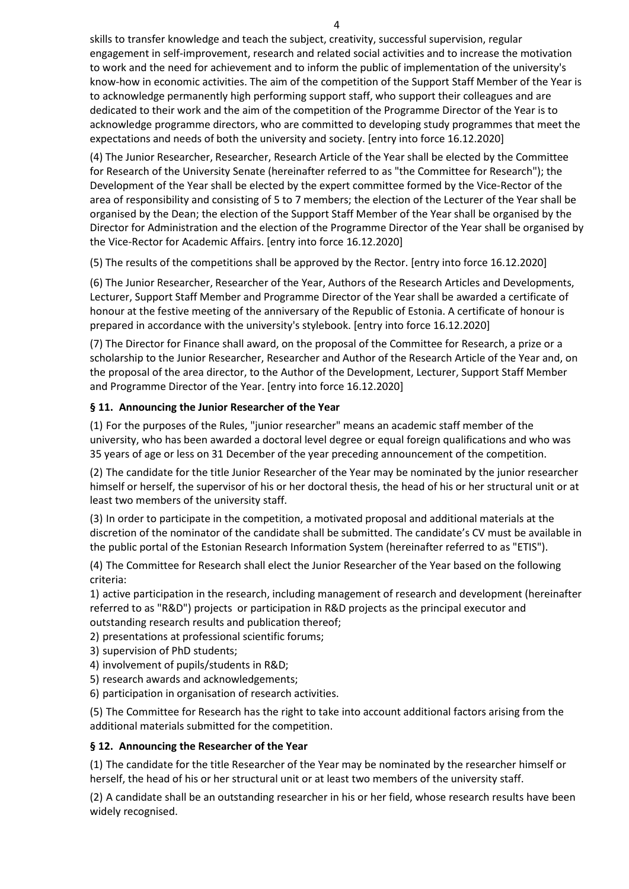skills to transfer knowledge and teach the subject, creativity, successful supervision, regular engagement in self-improvement, research and related social activities and to increase the motivation to work and the need for achievement and to inform the public of implementation of the university's know-how in economic activities. The aim of the competition of the Support Staff Member of the Year is to acknowledge permanently high performing support staff, who support their colleagues and are dedicated to their work and the aim of the competition of the Programme Director of the Year is to acknowledge programme directors, who are committed to developing study programmes that meet the expectations and needs of both the university and society. [entry into force 16.12.2020]

(4) The Junior Researcher, Researcher, Research Article of the Year shall be elected by the Committee for Research of the University Senate (hereinafter referred to as "the Committee for Research"); the Development of the Year shall be elected by the expert committee formed by the Vice-Rector of the area of responsibility and consisting of 5 to 7 members; the election of the Lecturer of the Year shall be organised by the Dean; the election of the Support Staff Member of the Year shall be organised by the Director for Administration and the election of the Programme Director of the Year shall be organised by the Vice-Rector for Academic Affairs. [entry into force 16.12.2020]

(5) The results of the competitions shall be approved by the Rector. [entry into force 16.12.2020]

(6) The Junior Researcher, Researcher of the Year, Authors of the Research Articles and Developments, Lecturer, Support Staff Member and Programme Director of the Year shall be awarded a certificate of honour at the festive meeting of the anniversary of the Republic of Estonia. A certificate of honour is prepared in accordance with the university's stylebook. [entry into force 16.12.2020]

(7) The Director for Finance shall award, on the proposal of the Committee for Research, a prize or a scholarship to the Junior Researcher, Researcher and Author of the Research Article of the Year and, on the proposal of the area director, to the Author of the Development, Lecturer, Support Staff Member and Programme Director of the Year. [entry into force 16.12.2020]

### § 11. Announcing the Junior Researcher of the Year

(1) For the purposes of the Rules, "junior researcher" means an academic staff member of the university, who has been awarded a doctoral level degree or equal foreign qualifications and who was 35 years of age or less on 31 December of the year preceding announcement of the competition.

(2) The candidate for the title Junior Researcher of the Year may be nominated by the junior researcher himself or herself, the supervisor of his or her doctoral thesis, the head of his or her structural unit or at least two members of the university staff.

(3) In order to participate in the competition, a motivated proposal and additional materials at the discretion of the nominator of the candidate shall be submitted. The candidate's CV must be available in the public portal of the Estonian Research Information System (hereinafter referred to as "ETIS").

(4) The Committee for Research shall elect the Junior Researcher of the Year based on the following criteria:

1) active participation in the research, including management of research and development (hereinafter referred to as "R&D") projects or participation in R&D projects as the principal executor and outstanding research results and publication thereof;
2) presentations at professional scientific forums;
3) supervision of PhD students;
4) involvement of pupils/students in R&D;
5) research awards and acknowledgements;
6) participation in organisation of research activities.

(5) The Committee for Research has the right to take into account additional factors arising from the additional materials submitted for the competition.

### § 12. Announcing the Researcher of the Year

(1) The candidate for the title Researcher of the Year may be nominated by the researcher himself or herself, the head of his or her structural unit or at least two members of the university staff.

(2) A candidate shall be an outstanding researcher in his or her field, whose research results have been widely recognised.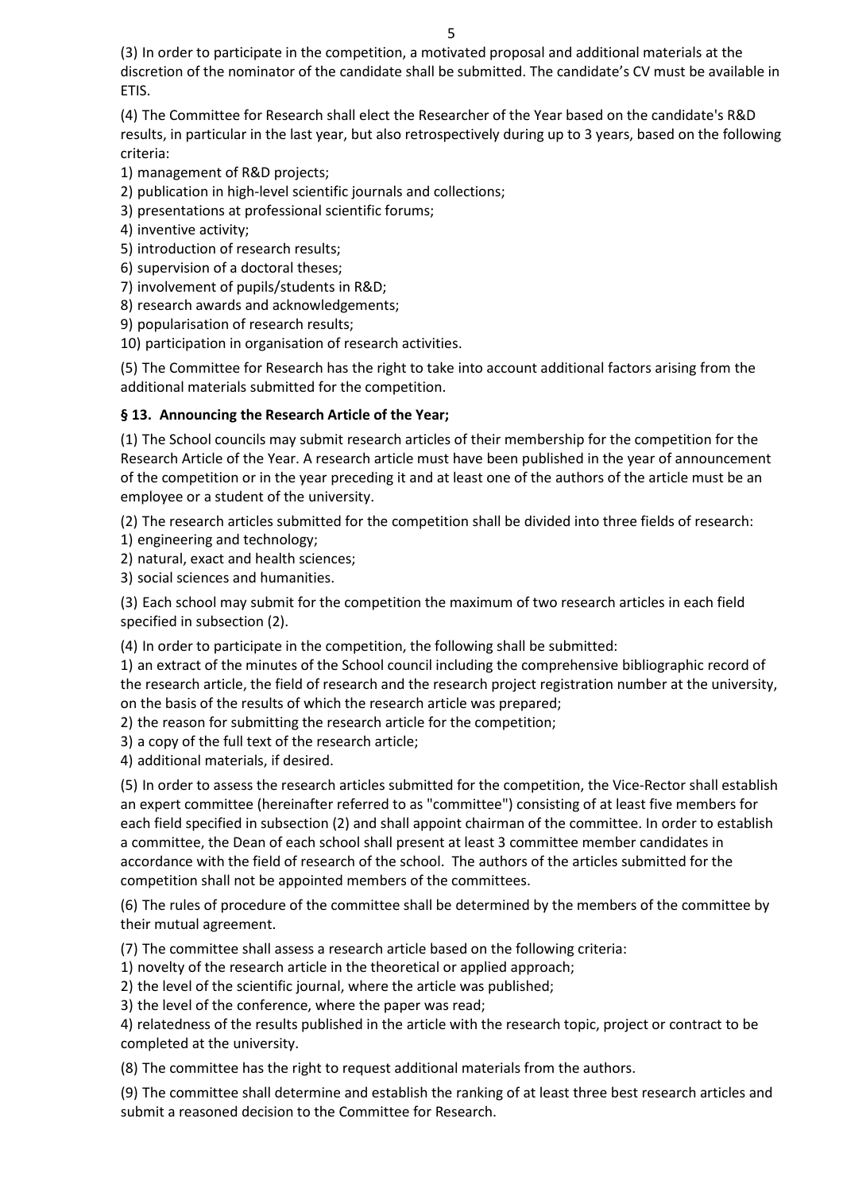(3) In order to participate in the competition, a motivated proposal and additional materials at the discretion of the nominator of the candidate shall be submitted. The candidate's CV must be available in ETIS.

(4) The Committee for Research shall elect the Researcher of the Year based on the candidate's R&D results, in particular in the last year, but also retrospectively during up to 3 years, based on the following criteria:

1) management of R&D projects;
2) publication in high-level scientific journals and collections;
3) presentations at professional scientific forums;
4) inventive activity;
5) introduction of research results;
6) supervision of a doctoral theses;
7) involvement of pupils/students in R&D;
8) research awards and acknowledgements;
9) popularisation of research results;
10) participation in organisation of research activities.

(5) The Committee for Research has the right to take into account additional factors arising from the additional materials submitted for the competition.

### § 13. Announcing the Research Article of the Year;

(1) The School councils may submit research articles of their membership for the competition for the Research Article of the Year. A research article must have been published in the year of announcement of the competition or in the year preceding it and at least one of the authors of the article must be an employee or a student of the university.

(2) The research articles submitted for the competition shall be divided into three fields of research:

1) engineering and technology;
2) natural, exact and health sciences;
3) social sciences and humanities.

(3) Each school may submit for the competition the maximum of two research articles in each field specified in subsection (2).

(4) In order to participate in the competition, the following shall be submitted:

1) an extract of the minutes of the School council including the comprehensive bibliographic record of the research article, the field of research and the research project registration number at the university, on the basis of the results of which the research article was prepared;
2) the reason for submitting the research article for the competition;
3) a copy of the full text of the research article;
4) additional materials, if desired.

(5) In order to assess the research articles submitted for the competition, the Vice-Rector shall establish an expert committee (hereinafter referred to as "committee") consisting of at least five members for each field specified in subsection (2) and shall appoint chairman of the committee. In order to establish a committee, the Dean of each school shall present at least 3 committee member candidates in accordance with the field of research of the school. The authors of the articles submitted for the competition shall not be appointed members of the committees.

(6) The rules of procedure of the committee shall be determined by the members of the committee by their mutual agreement.

(7) The committee shall assess a research article based on the following criteria:

1) novelty of the research article in the theoretical or applied approach;
2) the level of the scientific journal, where the article was published;
3) the level of the conference, where the paper was read;
4) relatedness of the results published in the article with the research topic, project or contract to be completed at the university.

(8) The committee has the right to request additional materials from the authors.

(9) The committee shall determine and establish the ranking of at least three best research articles and submit a reasoned decision to the Committee for Research.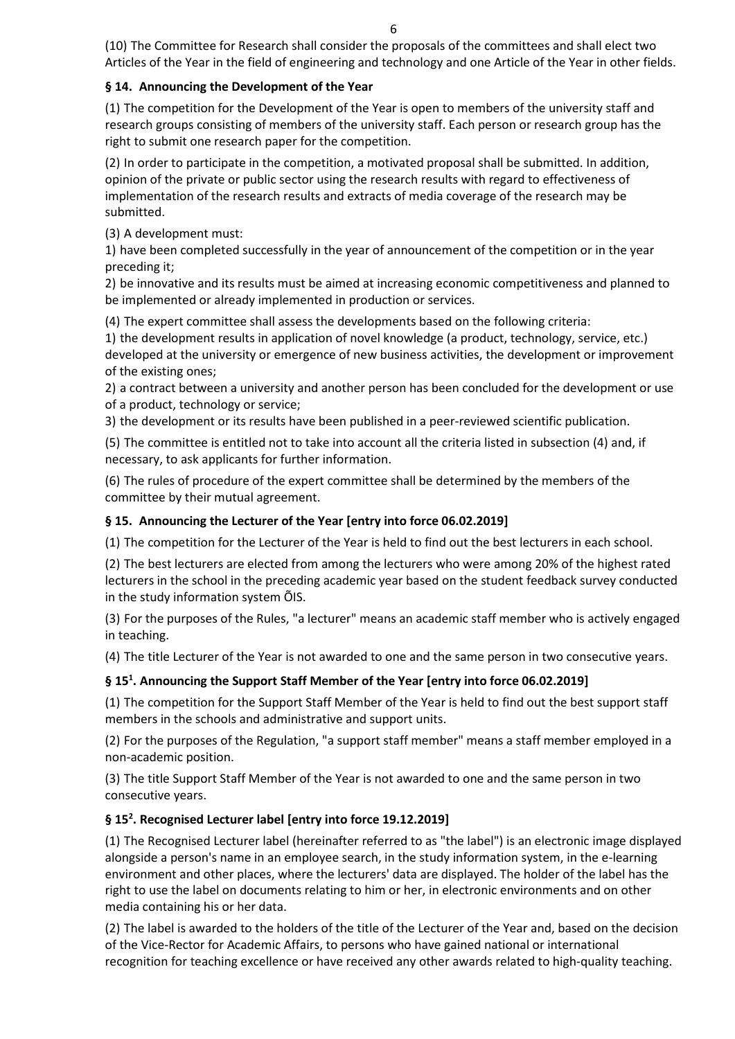(10) The Committee for Research shall consider the proposals of the committees and shall elect two Articles of the Year in the field of engineering and technology and one Article of the Year in other fields.

### § 14. Announcing the Development of the Year

(1) The competition for the Development of the Year is open to members of the university staff and research groups consisting of members of the university staff. Each person or research group has the right to submit one research paper for the competition.

(2) In order to participate in the competition, a motivated proposal shall be submitted. In addition, opinion of the private or public sector using the research results with regard to effectiveness of implementation of the research results and extracts of media coverage of the research may be submitted.

(3) A development must:
1) have been completed successfully in the year of announcement of the competition or in the year preceding it;
2) be innovative and its results must be aimed at increasing economic competitiveness and planned to be implemented or already implemented in production or services.

(4) The expert committee shall assess the developments based on the following criteria:
1) the development results in application of novel knowledge (a product, technology, service, etc.) developed at the university or emergence of new business activities, the development or improvement of the existing ones;
2) a contract between a university and another person has been concluded for the development or use of a product, technology or service;
3) the development or its results have been published in a peer-reviewed scientific publication.

(5) The committee is entitled not to take into account all the criteria listed in subsection (4) and, if necessary, to ask applicants for further information.

(6) The rules of procedure of the expert committee shall be determined by the members of the committee by their mutual agreement.

### § 15. Announcing the Lecturer of the Year [entry into force 06.02.2019]

(1) The competition for the Lecturer of the Year is held to find out the best lecturers in each school.

(2) The best lecturers are elected from among the lecturers who were among 20% of the highest rated lecturers in the school in the preceding academic year based on the student feedback survey conducted in the study information system ÕIS.

(3) For the purposes of the Rules, "a lecturer" means an academic staff member who is actively engaged in teaching.

(4) The title Lecturer of the Year is not awarded to one and the same person in two consecutive years.

### § 15[1]. Announcing the Support Staff Member of the Year [entry into force 06.02.2019]

(1) The competition for the Support Staff Member of the Year is held to find out the best support staff members in the schools and administrative and support units.

(2) For the purposes of the Regulation, "a support staff member" means a staff member employed in a non-academic position.

(3) The title Support Staff Member of the Year is not awarded to one and the same person in two consecutive years.

### § 15[2]. Recognised Lecturer label [entry into force 19.12.2019]

(1) The Recognised Lecturer label (hereinafter referred to as "the label") is an electronic image displayed alongside a person's name in an employee search, in the study information system, in the e-learning environment and other places, where the lecturers' data are displayed. The holder of the label has the right to use the label on documents relating to him or her, in electronic environments and on other media containing his or her data.

(2) The label is awarded to the holders of the title of the Lecturer of the Year and, based on the decision of the Vice-Rector for Academic Affairs, to persons who have gained national or international recognition for teaching excellence or have received any other awards related to high-quality teaching.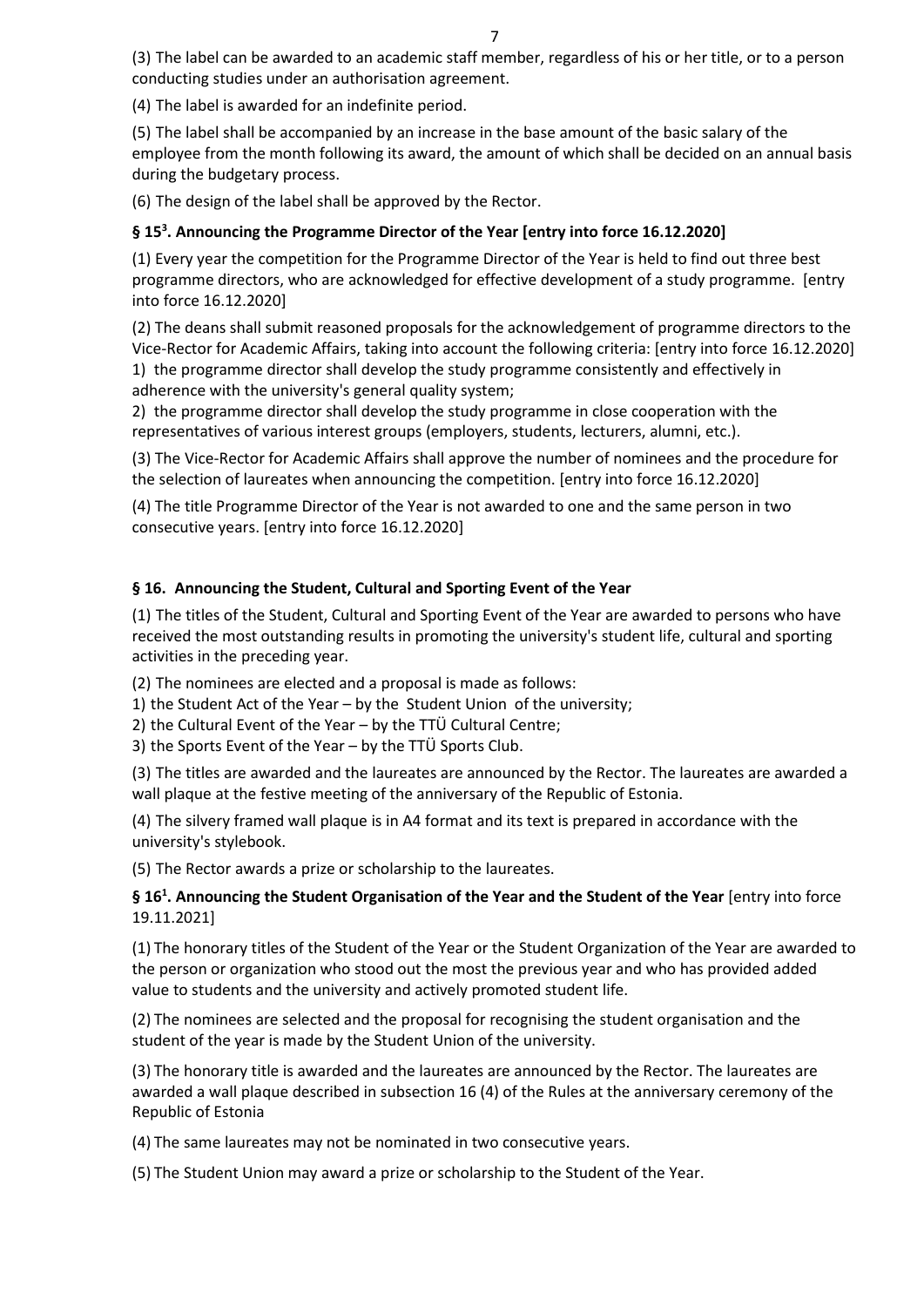(3) The label can be awarded to an academic staff member, regardless of his or her title, or to a person conducting studies under an authorisation agreement.

(4) The label is awarded for an indefinite period.

(5) The label shall be accompanied by an increase in the base amount of the basic salary of the employee from the month following its award, the amount of which shall be decided on an annual basis during the budgetary process.

(6) The design of the label shall be approved by the Rector.

### § 15[3]. Announcing the Programme Director of the Year [entry into force 16.12.2020]

(1) Every year the competition for the Programme Director of the Year is held to find out three best programme directors, who are acknowledged for effective development of a study programme. [entry into force 16.12.2020]

(2) The deans shall submit reasoned proposals for the acknowledgement of programme directors to the Vice-Rector for Academic Affairs, taking into account the following criteria: [entry into force 16.12.2020]
1) the programme director shall develop the study programme consistently and effectively in adherence with the university's general quality system;
2) the programme director shall develop the study programme in close cooperation with the representatives of various interest groups (employers, students, lecturers, alumni, etc.).

(3) The Vice-Rector for Academic Affairs shall approve the number of nominees and the procedure for the selection of laureates when announcing the competition. [entry into force 16.12.2020]

(4) The title Programme Director of the Year is not awarded to one and the same person in two consecutive years. [entry into force 16.12.2020]

### § 16. Announcing the Student, Cultural and Sporting Event of the Year

(1) The titles of the Student, Cultural and Sporting Event of the Year are awarded to persons who have received the most outstanding results in promoting the university's student life, cultural and sporting activities in the preceding year.

(2) The nominees are elected and a proposal is made as follows:
1) the Student Act of the Year – by the Student Union of the university;
2) the Cultural Event of the Year – by the TTÜ Cultural Centre;
3) the Sports Event of the Year – by the TTÜ Sports Club.

(3) The titles are awarded and the laureates are announced by the Rector. The laureates are awarded a wall plaque at the festive meeting of the anniversary of the Republic of Estonia.

(4) The silvery framed wall plaque is in A4 format and its text is prepared in accordance with the university's stylebook.

(5) The Rector awards a prize or scholarship to the laureates.

### § 16[1]. Announcing the Student Organisation of the Year and the Student of the Year [entry into force 19.11.2021]

(1) The honorary titles of the Student of the Year or the Student Organization of the Year are awarded to the person or organization who stood out the most the previous year and who has provided added value to students and the university and actively promoted student life.

(2) The nominees are selected and the proposal for recognising the student organisation and the student of the year is made by the Student Union of the university.

(3) The honorary title is awarded and the laureates are announced by the Rector. The laureates are awarded a wall plaque described in subsection 16 (4) of the Rules at the anniversary ceremony of the Republic of Estonia

(4) The same laureates may not be nominated in two consecutive years.

(5) The Student Union may award a prize or scholarship to the Student of the Year.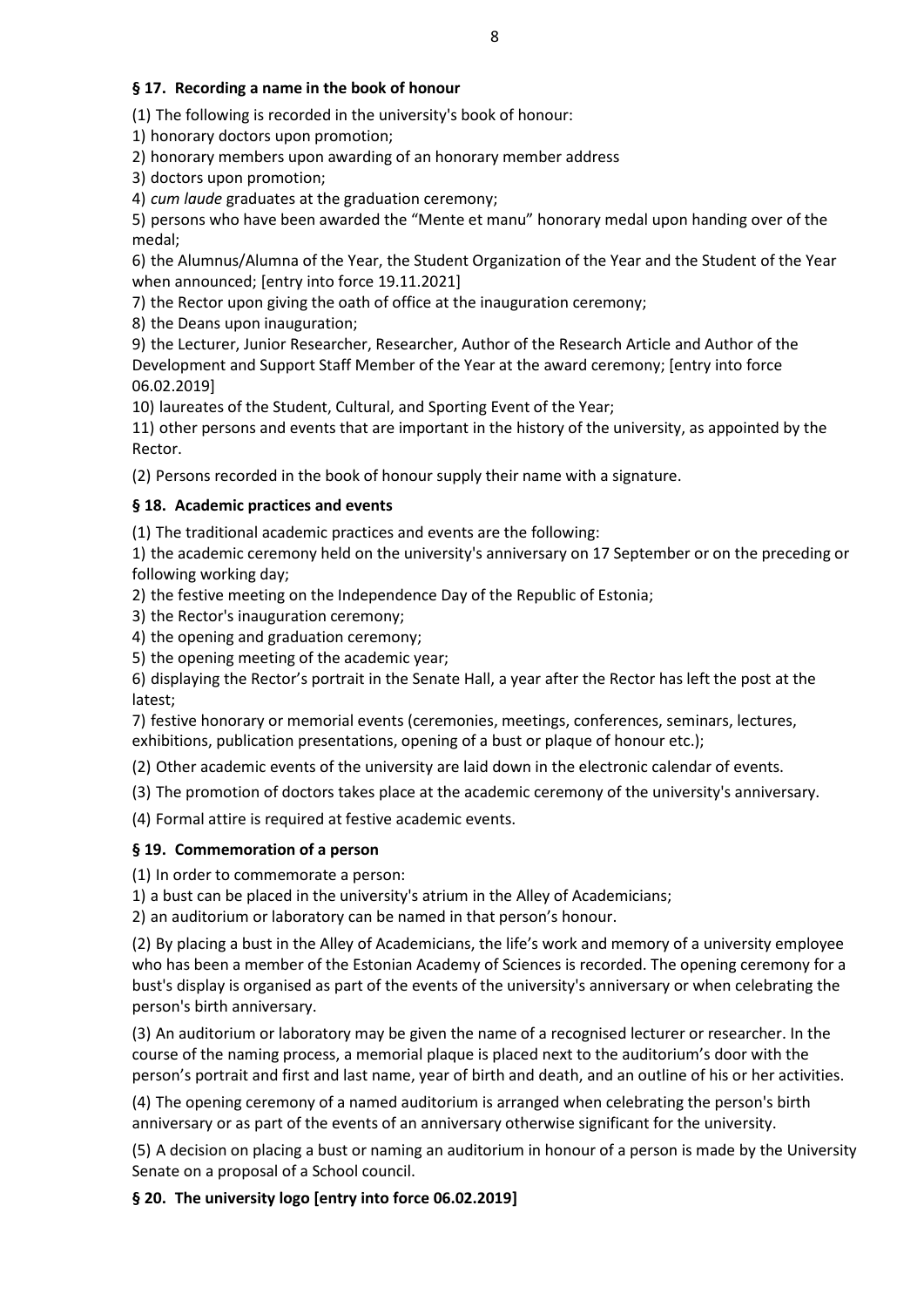### § 17. Recording a name in the book of honour

(1) The following is recorded in the university's book of honour:

1) honorary doctors upon promotion;

2) honorary members upon awarding of an honorary member address

3) doctors upon promotion;

4) *cum laude* graduates at the graduation ceremony;

5) persons who have been awarded the "Mente et manu" honorary medal upon handing over of the medal;

6) the Alumnus/Alumna of the Year, the Student Organization of the Year and the Student of the Year when announced; [entry into force 19.11.2021]

7) the Rector upon giving the oath of office at the inauguration ceremony;

8) the Deans upon inauguration;

9) the Lecturer, Junior Researcher, Researcher, Author of the Research Article and Author of the Development and Support Staff Member of the Year at the award ceremony; [entry into force 06.02.2019]

10) laureates of the Student, Cultural, and Sporting Event of the Year;

11) other persons and events that are important in the history of the university, as appointed by the Rector.

(2) Persons recorded in the book of honour supply their name with a signature.

### § 18. Academic practices and events

(1) The traditional academic practices and events are the following:

1) the academic ceremony held on the university's anniversary on 17 September or on the preceding or following working day;

2) the festive meeting on the Independence Day of the Republic of Estonia;

3) the Rector's inauguration ceremony;

4) the opening and graduation ceremony;

5) the opening meeting of the academic year;

6) displaying the Rector's portrait in the Senate Hall, a year after the Rector has left the post at the latest;

7) festive honorary or memorial events (ceremonies, meetings, conferences, seminars, lectures, exhibitions, publication presentations, opening of a bust or plaque of honour etc.);

(2) Other academic events of the university are laid down in the electronic calendar of events.

(3) The promotion of doctors takes place at the academic ceremony of the university's anniversary.

(4) Formal attire is required at festive academic events.

### § 19. Commemoration of a person

(1) In order to commemorate a person:

1) a bust can be placed in the university's atrium in the Alley of Academicians;

2) an auditorium or laboratory can be named in that person's honour.

(2) By placing a bust in the Alley of Academicians, the life's work and memory of a university employee who has been a member of the Estonian Academy of Sciences is recorded. The opening ceremony for a bust's display is organised as part of the events of the university's anniversary or when celebrating the person's birth anniversary.

(3) An auditorium or laboratory may be given the name of a recognised lecturer or researcher. In the course of the naming process, a memorial plaque is placed next to the auditorium's door with the person's portrait and first and last name, year of birth and death, and an outline of his or her activities.

(4) The opening ceremony of a named auditorium is arranged when celebrating the person's birth anniversary or as part of the events of an anniversary otherwise significant for the university.

(5) A decision on placing a bust or naming an auditorium in honour of a person is made by the University Senate on a proposal of a School council.

### § 20. The university logo [entry into force 06.02.2019]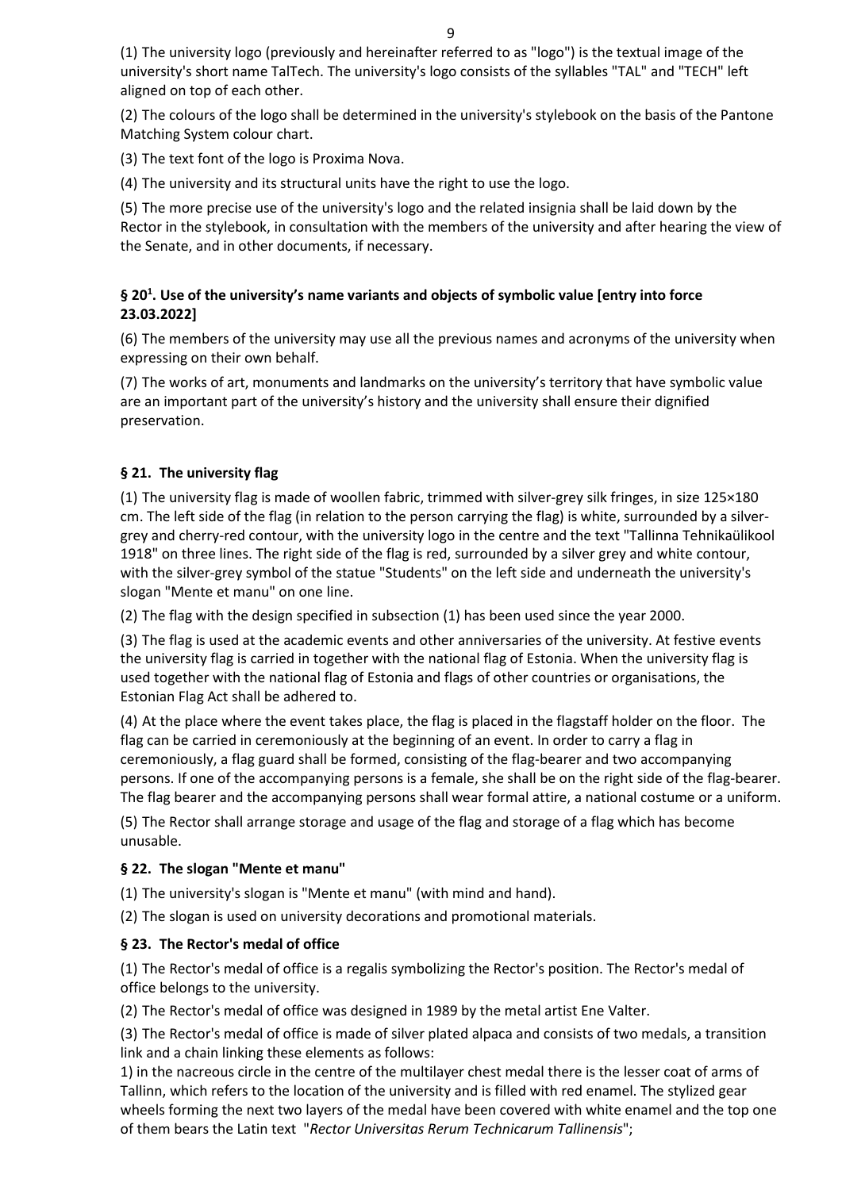(1) The university logo (previously and hereinafter referred to as "logo") is the textual image of the university's short name TalTech. The university's logo consists of the syllables "TAL" and "TECH" left aligned on top of each other.

(2) The colours of the logo shall be determined in the university's stylebook on the basis of the Pantone Matching System colour chart.

(3) The text font of the logo is Proxima Nova.

(4) The university and its structural units have the right to use the logo.

(5) The more precise use of the university's logo and the related insignia shall be laid down by the Rector in the stylebook, in consultation with the members of the university and after hearing the view of the Senate, and in other documents, if necessary.

### § 20[1]. Use of the university's name variants and objects of symbolic value [entry into force 23.03.2022]

(6) The members of the university may use all the previous names and acronyms of the university when expressing on their own behalf.

(7) The works of art, monuments and landmarks on the university's territory that have symbolic value are an important part of the university's history and the university shall ensure their dignified preservation.

### § 21. The university flag

(1) The university flag is made of woollen fabric, trimmed with silver-grey silk fringes, in size 125×180 cm. The left side of the flag (in relation to the person carrying the flag) is white, surrounded by a silver-grey and cherry-red contour, with the university logo in the centre and the text "Tallinna Tehnikaülikool 1918" on three lines. The right side of the flag is red, surrounded by a silver grey and white contour, with the silver-grey symbol of the statue "Students" on the left side and underneath the university's slogan "Mente et manu" on one line.

(2) The flag with the design specified in subsection (1) has been used since the year 2000.

(3) The flag is used at the academic events and other anniversaries of the university. At festive events the university flag is carried in together with the national flag of Estonia. When the university flag is used together with the national flag of Estonia and flags of other countries or organisations, the Estonian Flag Act shall be adhered to.

(4) At the place where the event takes place, the flag is placed in the flagstaff holder on the floor. The flag can be carried in ceremoniously at the beginning of an event. In order to carry a flag in ceremoniously, a flag guard shall be formed, consisting of the flag-bearer and two accompanying persons. If one of the accompanying persons is a female, she shall be on the right side of the flag-bearer. The flag bearer and the accompanying persons shall wear formal attire, a national costume or a uniform.

(5) The Rector shall arrange storage and usage of the flag and storage of a flag which has become unusable.

### § 22. The slogan "Mente et manu"

(1) The university's slogan is "Mente et manu" (with mind and hand).

(2) The slogan is used on university decorations and promotional materials.

### § 23. The Rector's medal of office

(1) The Rector's medal of office is a regalis symbolizing the Rector's position. The Rector's medal of office belongs to the university.

(2) The Rector's medal of office was designed in 1989 by the metal artist Ene Valter.

(3) The Rector's medal of office is made of silver plated alpaca and consists of two medals, a transition link and a chain linking these elements as follows:

1) in the nacreous circle in the centre of the multilayer chest medal there is the lesser coat of arms of Tallinn, which refers to the location of the university and is filled with red enamel. The stylized gear wheels forming the next two layers of the medal have been covered with white enamel and the top one of them bears the Latin text "*Rector Universitas Rerum Technicarum Tallinensis*";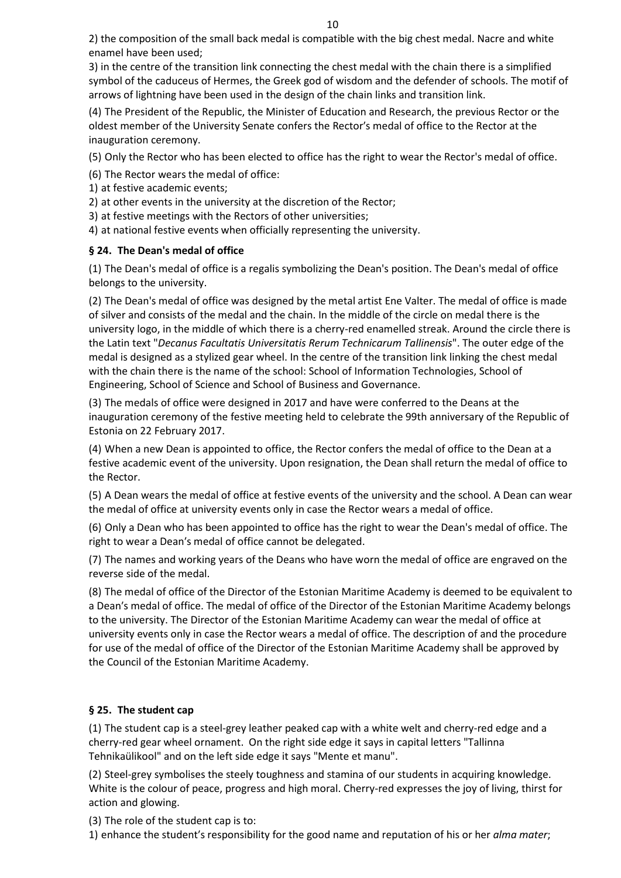2) the composition of the small back medal is compatible with the big chest medal. Nacre and white enamel have been used;

3) in the centre of the transition link connecting the chest medal with the chain there is a simplified symbol of the caduceus of Hermes, the Greek god of wisdom and the defender of schools. The motif of arrows of lightning have been used in the design of the chain links and transition link.

(4) The President of the Republic, the Minister of Education and Research, the previous Rector or the oldest member of the University Senate confers the Rector's medal of office to the Rector at the inauguration ceremony.

(5) Only the Rector who has been elected to office has the right to wear the Rector's medal of office.

(6) The Rector wears the medal of office:

1) at festive academic events;

2) at other events in the university at the discretion of the Rector;

3) at festive meetings with the Rectors of other universities;

4) at national festive events when officially representing the university.

### § 24. The Dean's medal of office

(1) The Dean's medal of office is a regalis symbolizing the Dean's position. The Dean's medal of office belongs to the university.

(2) The Dean's medal of office was designed by the metal artist Ene Valter. The medal of office is made of silver and consists of the medal and the chain. In the middle of the circle on medal there is the university logo, in the middle of which there is a cherry-red enamelled streak. Around the circle there is the Latin text "*Decanus Facultatis Universitatis Rerum Technicarum Tallinensis*". The outer edge of the medal is designed as a stylized gear wheel. In the centre of the transition link linking the chest medal with the chain there is the name of the school: School of Information Technologies, School of Engineering, School of Science and School of Business and Governance.

(3) The medals of office were designed in 2017 and have were conferred to the Deans at the inauguration ceremony of the festive meeting held to celebrate the 99th anniversary of the Republic of Estonia on 22 February 2017.

(4) When a new Dean is appointed to office, the Rector confers the medal of office to the Dean at a festive academic event of the university. Upon resignation, the Dean shall return the medal of office to the Rector.

(5) A Dean wears the medal of office at festive events of the university and the school. A Dean can wear the medal of office at university events only in case the Rector wears a medal of office.

(6) Only a Dean who has been appointed to office has the right to wear the Dean's medal of office. The right to wear a Dean's medal of office cannot be delegated.

(7) The names and working years of the Deans who have worn the medal of office are engraved on the reverse side of the medal.

(8) The medal of office of the Director of the Estonian Maritime Academy is deemed to be equivalent to a Dean's medal of office. The medal of office of the Director of the Estonian Maritime Academy belongs to the university. The Director of the Estonian Maritime Academy can wear the medal of office at university events only in case the Rector wears a medal of office. The description of and the procedure for use of the medal of office of the Director of the Estonian Maritime Academy shall be approved by the Council of the Estonian Maritime Academy.

### § 25. The student cap

(1) The student cap is a steel-grey leather peaked cap with a white welt and cherry-red edge and a cherry-red gear wheel ornament. On the right side edge it says in capital letters "Tallinna Tehnikaülikool" and on the left side edge it says "Mente et manu".

(2) Steel-grey symbolises the steely toughness and stamina of our students in acquiring knowledge. White is the colour of peace, progress and high moral. Cherry-red expresses the joy of living, thirst for action and glowing.

(3) The role of the student cap is to:

1) enhance the student's responsibility for the good name and reputation of his or her *alma mater*;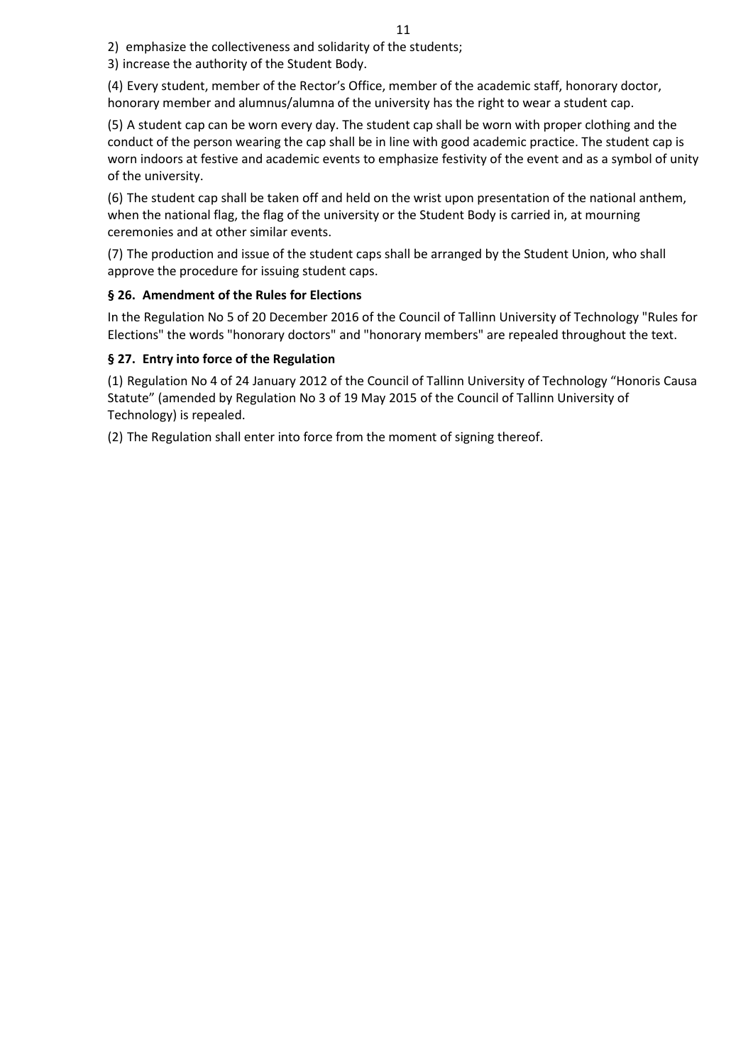2) emphasize the collectiveness and solidarity of the students;

3) increase the authority of the Student Body.

(4) Every student, member of the Rector's Office, member of the academic staff, honorary doctor, honorary member and alumnus/alumna of the university has the right to wear a student cap.

(5) A student cap can be worn every day. The student cap shall be worn with proper clothing and the conduct of the person wearing the cap shall be in line with good academic practice. The student cap is worn indoors at festive and academic events to emphasize festivity of the event and as a symbol of unity of the university.

(6) The student cap shall be taken off and held on the wrist upon presentation of the national anthem, when the national flag, the flag of the university or the Student Body is carried in, at mourning ceremonies and at other similar events.

(7) The production and issue of the student caps shall be arranged by the Student Union, who shall approve the procedure for issuing student caps.

### § 26. Amendment of the Rules for Elections

In the Regulation No 5 of 20 December 2016 of the Council of Tallinn University of Technology "Rules for Elections" the words "honorary doctors" and "honorary members" are repealed throughout the text.

### § 27. Entry into force of the Regulation

(1) Regulation No 4 of 24 January 2012 of the Council of Tallinn University of Technology "Honoris Causa Statute" (amended by Regulation No 3 of 19 May 2015 of the Council of Tallinn University of Technology) is repealed.

(2) The Regulation shall enter into force from the moment of signing thereof.